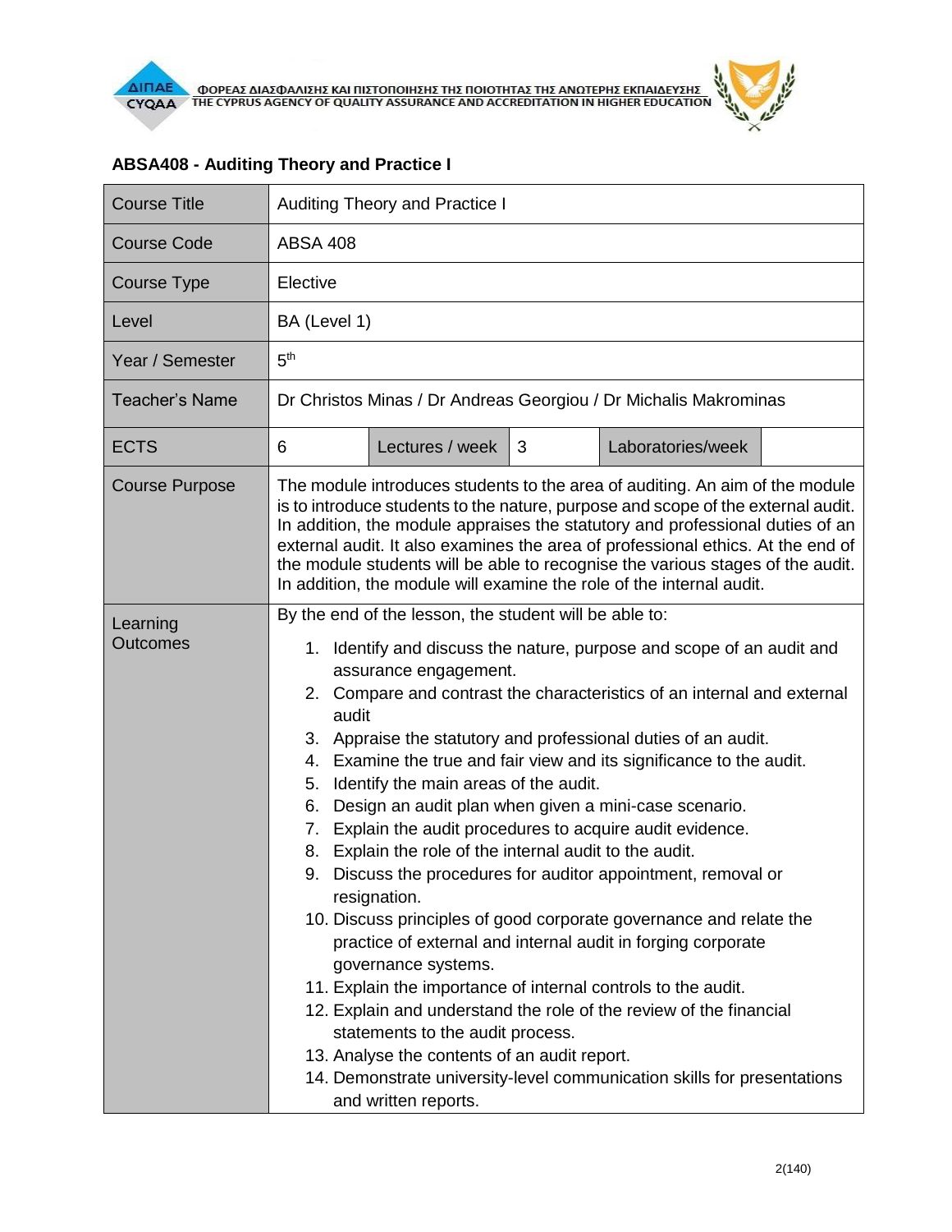## ABSA408 - Auditing Theory and Practice I

| Course Title | Auditing Theory and Practice I | | | | |
|---|---|---|---|---|---|
| Course Code | ABSA 408 | | | | |
| Course Type | Elective | | | | |
| Level | BA (Level 1) | | | | |
| Year / Semester | 5th | | | | |
| Teacher's Name | Dr Christos Minas / Dr Andreas Georgiou / Dr Michalis Makrominas | | | | |
| ECTS | 6 | Lectures / week | 3 | Laboratories/week | |
| Course Purpose | The module introduces students to the area of auditing. An aim of the module is to introduce students to the nature, purpose and scope of the external audit. In addition, the module appraises the statutory and professional duties of an external audit. It also examines the area of professional ethics. At the end of the module students will be able to recognise the various stages of the audit. In addition, the module will examine the role of the internal audit. | | | | |
| Learning Outcomes | By the end of the lesson, the student will be able to:<br>1. Identify and discuss the nature, purpose and scope of an audit and assurance engagement.<br>2. Compare and contrast the characteristics of an internal and external audit<br>3. Appraise the statutory and professional duties of an audit.<br>4. Examine the true and fair view and its significance to the audit.<br>5. Identify the main areas of the audit.<br>6. Design an audit plan when given a mini-case scenario.<br>7. Explain the audit procedures to acquire audit evidence.<br>8. Explain the role of the internal audit to the audit.<br>9. Discuss the procedures for auditor appointment, removal or resignation.<br>10. Discuss principles of good corporate governance and relate the practice of external and internal audit in forging corporate governance systems.<br>11. Explain the importance of internal controls to the audit.<br>12. Explain and understand the role of the review of the financial statements to the audit process.<br>13. Analyse the contents of an audit report.<br>14. Demonstrate university-level communication skills for presentations and written reports. | | | | |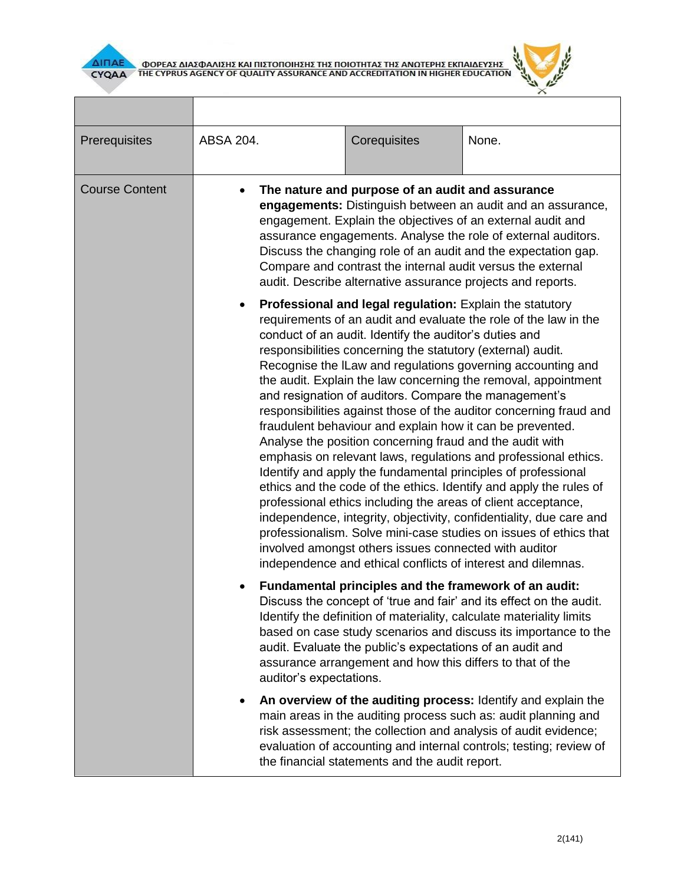| | | | |
|---|---|---|---|
| Prerequisites | ABSA 204. | Corequisites | None. |
| Course Content | • **The nature and purpose of an audit and assurance engagements:** Distinguish between an audit and an assurance, engagement. Explain the objectives of an external audit and assurance engagements. Analyse the role of external auditors. Discuss the changing role of an audit and the expectation gap. Compare and contrast the internal audit versus the external audit. Describe alternative assurance projects and reports.<br><br>• **Professional and legal regulation:** Explain the statutory requirements of an audit and evaluate the role of the law in the conduct of an audit. Identify the auditor's duties and responsibilities concerning the statutory (external) audit. Recognise the lLaw and regulations governing accounting and the audit. Explain the law concerning the removal, appointment and resignation of auditors. Compare the management's responsibilities against those of the auditor concerning fraud and fraudulent behaviour and explain how it can be prevented. Analyse the position concerning fraud and the audit with emphasis on relevant laws, regulations and professional ethics. Identify and apply the fundamental principles of professional ethics and the code of the ethics. Identify and apply the rules of professional ethics including the areas of client acceptance, independence, integrity, objectivity, confidentiality, due care and professionalism. Solve mini-case studies on issues of ethics that involved amongst others issues connected with auditor independence and ethical conflicts of interest and dilemnas.<br><br>• **Fundamental principles and the framework of an audit:** Discuss the concept of 'true and fair' and its effect on the audit. Identify the definition of materiality, calculate materiality limits based on case study scenarios and discuss its importance to the audit. Evaluate the public's expectations of an audit and assurance arrangement and how this differs to that of the auditor's expectations.<br><br>• **An overview of the auditing process:** Identify and explain the main areas in the auditing process such as: audit planning and risk assessment; the collection and analysis of audit evidence; evaluation of accounting and internal controls; testing; review of the financial statements and the audit report. | | |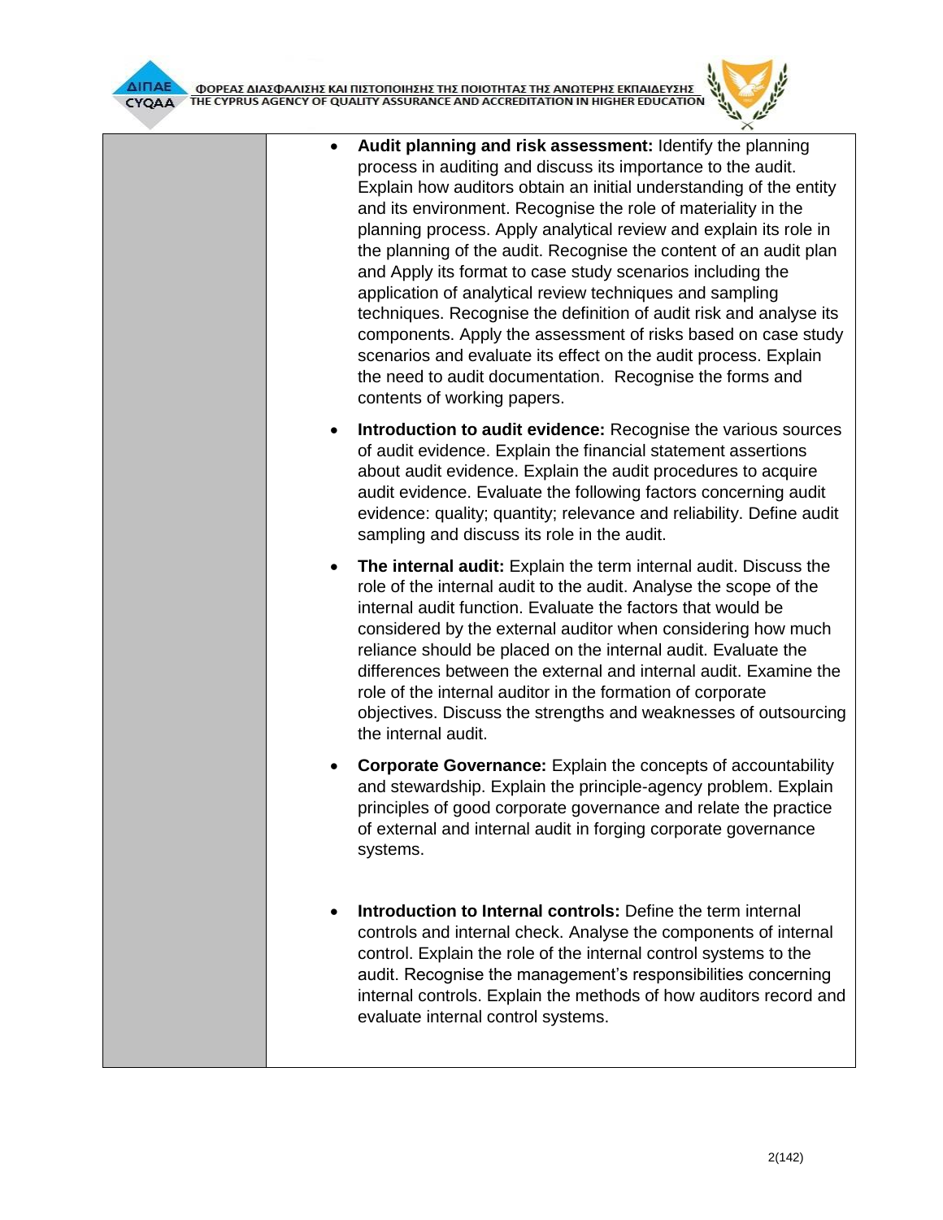- **Audit planning and risk assessment:** Identify the planning process in auditing and discuss its importance to the audit. Explain how auditors obtain an initial understanding of the entity and its environment. Recognise the role of materiality in the planning process. Apply analytical review and explain its role in the planning of the audit. Recognise the content of an audit plan and Apply its format to case study scenarios including the application of analytical review techniques and sampling techniques. Recognise the definition of audit risk and analyse its components. Apply the assessment of risks based on case study scenarios and evaluate its effect on the audit process. Explain the need to audit documentation. Recognise the forms and contents of working papers.

- **Introduction to audit evidence:** Recognise the various sources of audit evidence. Explain the financial statement assertions about audit evidence. Explain the audit procedures to acquire audit evidence. Evaluate the following factors concerning audit evidence: quality; quantity; relevance and reliability. Define audit sampling and discuss its role in the audit.

- **The internal audit:** Explain the term internal audit. Discuss the role of the internal audit to the audit. Analyse the scope of the internal audit function. Evaluate the factors that would be considered by the external auditor when considering how much reliance should be placed on the internal audit. Evaluate the differences between the external and internal audit. Examine the role of the internal auditor in the formation of corporate objectives. Discuss the strengths and weaknesses of outsourcing the internal audit.

- **Corporate Governance:** Explain the concepts of accountability and stewardship. Explain the principle-agency problem. Explain principles of good corporate governance and relate the practice of external and internal audit in forging corporate governance systems.

- **Introduction to Internal controls:** Define the term internal controls and internal check. Analyse the components of internal control. Explain the role of the internal control systems to the audit. Recognise the management's responsibilities concerning internal controls. Explain the methods of how auditors record and evaluate internal control systems.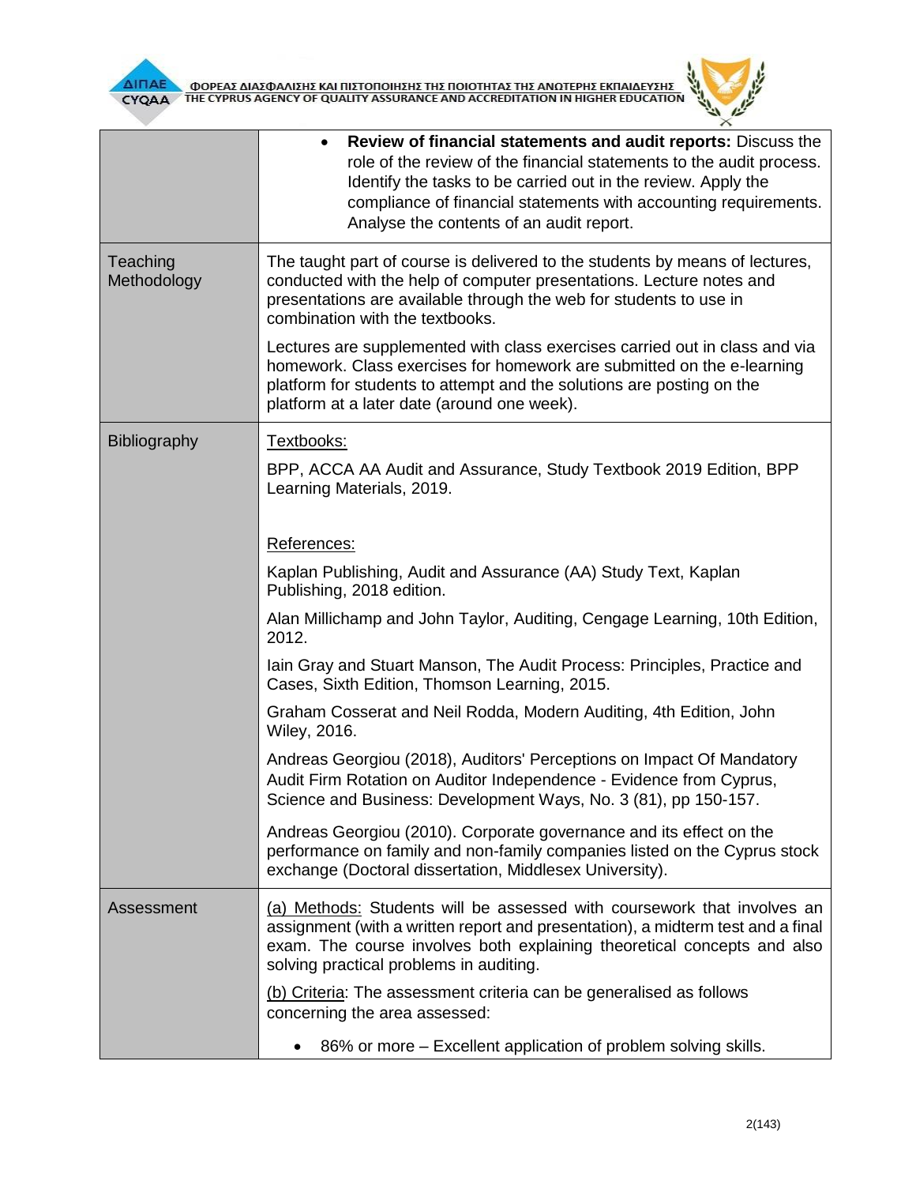| | |
|---|---|
| | • **Review of financial statements and audit reports:** Discuss the role of the review of the financial statements to the audit process. Identify the tasks to be carried out in the review. Apply the compliance of financial statements with accounting requirements. Analyse the contents of an audit report. |
| Teaching Methodology | The taught part of course is delivered to the students by means of lectures, conducted with the help of computer presentations. Lecture notes and presentations are available through the web for students to use in combination with the textbooks.<br><br>Lectures are supplemented with class exercises carried out in class and via homework. Class exercises for homework are submitted on the e-learning platform for students to attempt and the solutions are posting on the platform at a later date (around one week). |
| Bibliography | Textbooks:<br><br>BPP, ACCA AA Audit and Assurance, Study Textbook 2019 Edition, BPP Learning Materials, 2019.<br><br>References:<br><br>Kaplan Publishing, Audit and Assurance (AA) Study Text, Kaplan Publishing, 2018 edition.<br><br>Alan Millichamp and John Taylor, Auditing, Cengage Learning, 10th Edition, 2012.<br><br>Iain Gray and Stuart Manson, The Audit Process: Principles, Practice and Cases, Sixth Edition, Thomson Learning, 2015.<br><br>Graham Cosserat and Neil Rodda, Modern Auditing, 4th Edition, John Wiley, 2016.<br><br>Andreas Georgiou (2018), Auditors' Perceptions on Impact Of Mandatory Audit Firm Rotation on Auditor Independence - Evidence from Cyprus, Science and Business: Development Ways, No. 3 (81), pp 150-157.<br><br>Andreas Georgiou (2010). Corporate governance and its effect on the performance on family and non-family companies listed on the Cyprus stock exchange (Doctoral dissertation, Middlesex University). |
| Assessment | (a) Methods: Students will be assessed with coursework that involves an assignment (with a written report and presentation), a midterm test and a final exam. The course involves both explaining theoretical concepts and also solving practical problems in auditing.<br><br>(b) Criteria: The assessment criteria can be generalised as follows concerning the area assessed:<br><br>• 86% or more – Excellent application of problem solving skills. |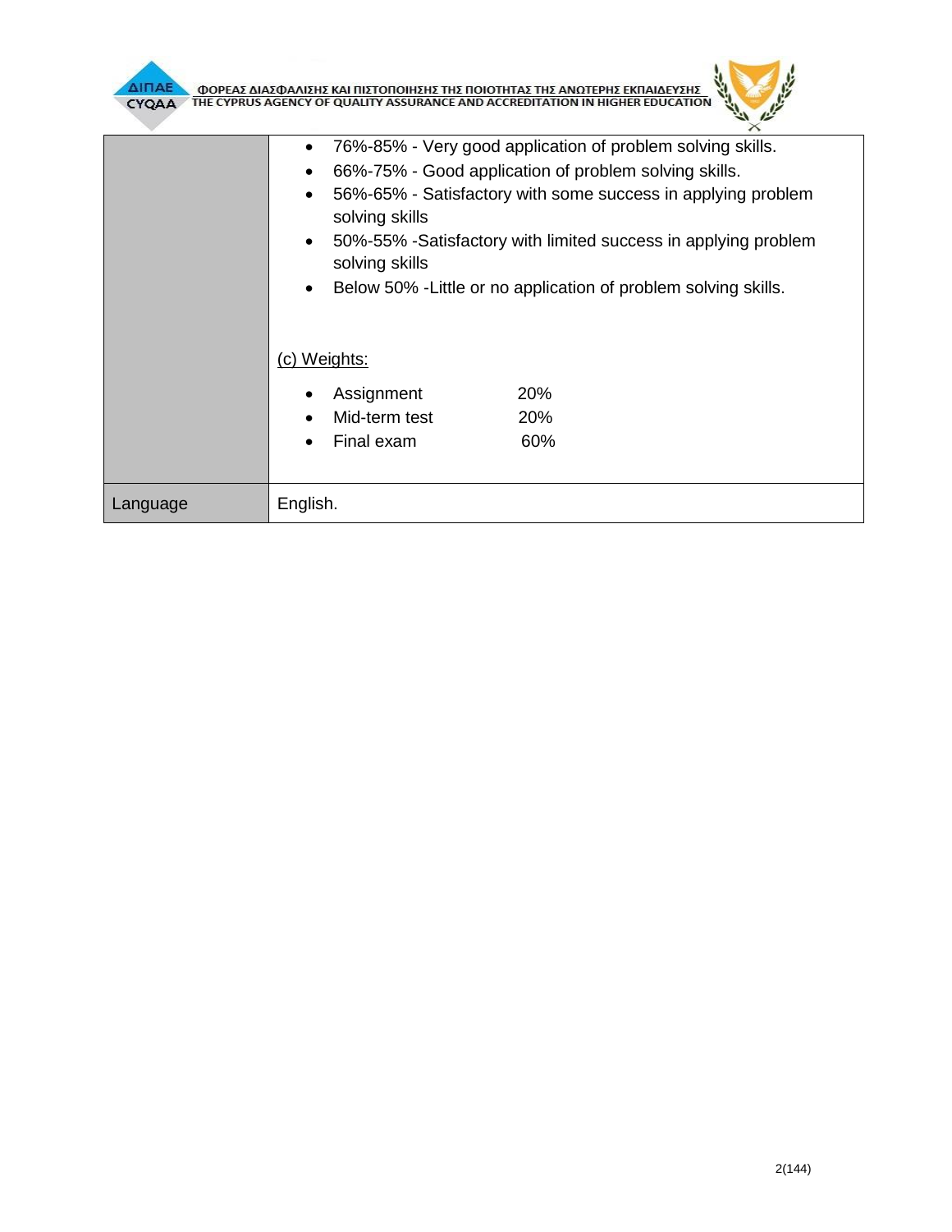| | |
|---|---|
| | • 76%-85% - Very good application of problem solving skills.<br>• 66%-75% - Good application of problem solving skills.<br>• 56%-65% - Satisfactory with some success in applying problem solving skills<br>• 50%-55% -Satisfactory with limited success in applying problem solving skills<br>• Below 50% -Little or no application of problem solving skills.<br><br>(c) Weights:<br><br>• Assignment 20%<br>• Mid-term test 20%<br>• Final exam 60% |
| Language | English. |